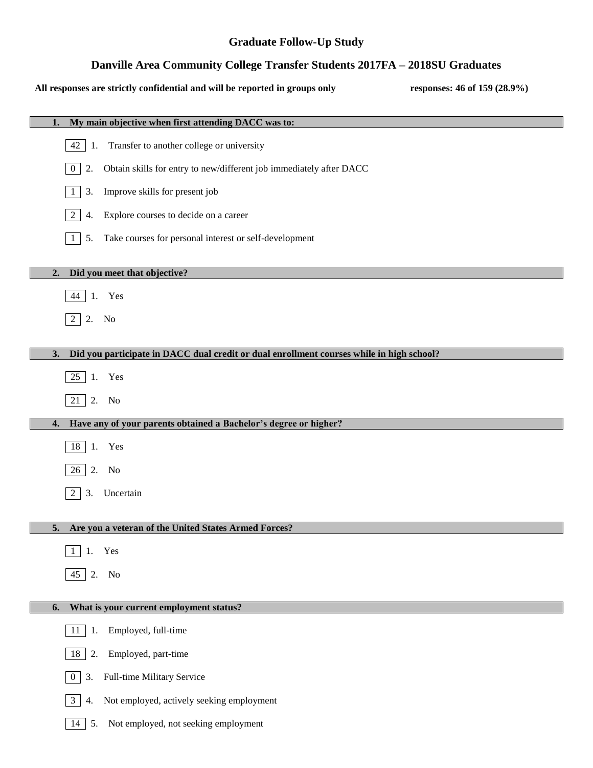# Graduate Follow-Up Study

## Danville Area Community College Transfer Students 2017FA – 2018SU Graduates

**All responses are strictly confidential and will be reported in groups only** **responses: 46 of 159 (28.9%)**

### 1. My main objective when first attending DACC was to:

- 42 — 1. Transfer to another college or university
- 0 — 2. Obtain skills for entry to new/different job immediately after DACC
- 1 — 3. Improve skills for present job
- 2 — 4. Explore courses to decide on a career
- 1 — 5. Take courses for personal interest or self-development

### 2. Did you meet that objective?

- 44 — 1. Yes
- 2 — 2. No

### 3. Did you participate in DACC dual credit or dual enrollment courses while in high school?

- 25 — 1. Yes
- 21 — 2. No

### 4. Have any of your parents obtained a Bachelor's degree or higher?

- 18 — 1. Yes
- 26 — 2. No
- 2 — 3. Uncertain

### 5. Are you a veteran of the United States Armed Forces?

- 1 — 1. Yes
- 45 — 2. No

### 6. What is your current employment status?

- 11 — 1. Employed, full-time
- 18 — 2. Employed, part-time
- 0 — 3. Full-time Military Service
- 3 — 4. Not employed, actively seeking employment
- 14 — 5. Not employed, not seeking employment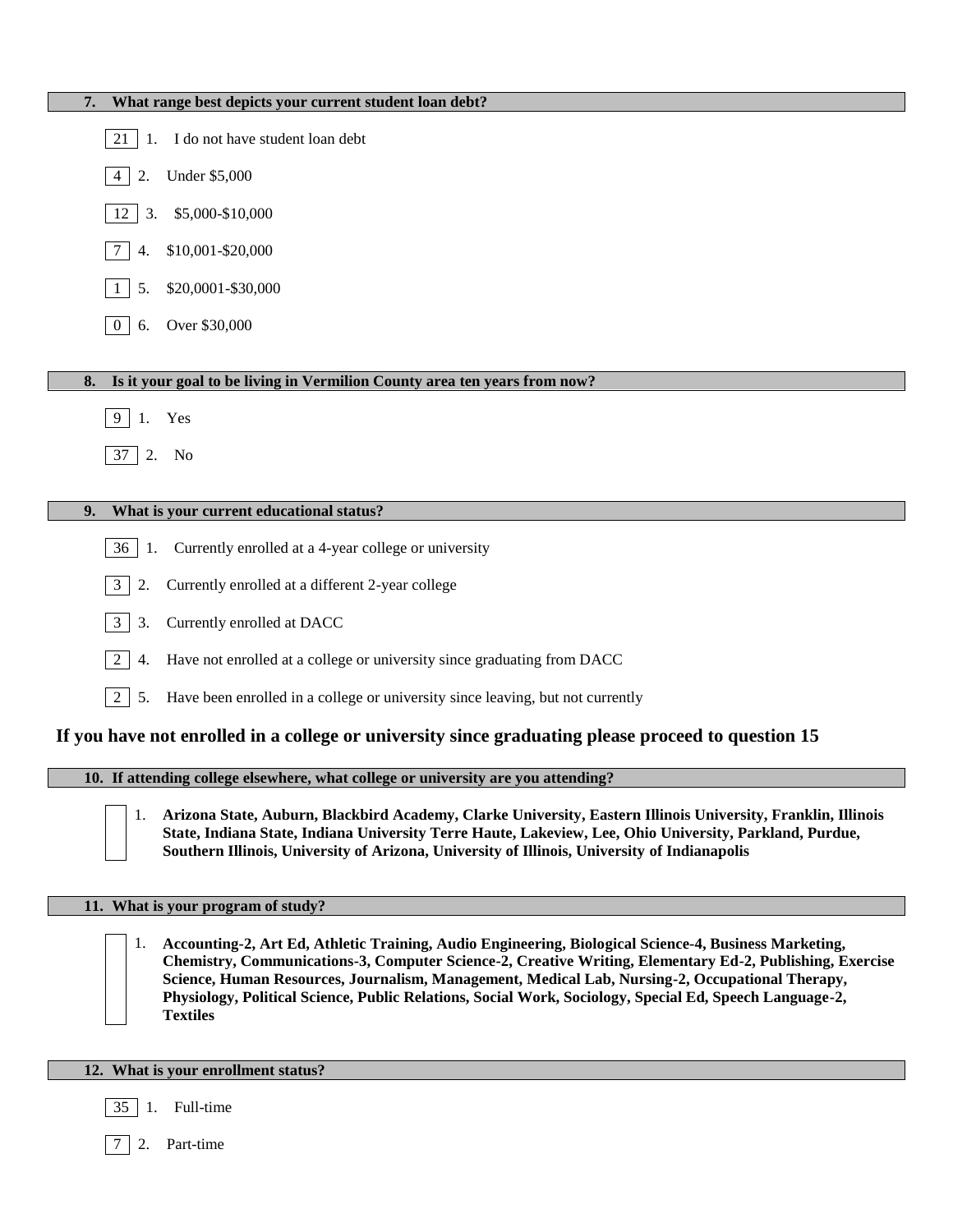### 7. What range best depicts your current student loan debt?

- [21] 1. I do not have student loan debt
- [4] 2. Under $5,000
- [12] 3. $5,000-$10,000
- [7] 4. $10,001-$20,000
- [1] 5. $20,0001-$30,000
- [0] 6. Over $30,000

### 8. Is it your goal to be living in Vermilion County area ten years from now?

- [9] 1. Yes
- [37] 2. No

### 9. What is your current educational status?

- [36] 1. Currently enrolled at a 4-year college or university
- [3] 2. Currently enrolled at a different 2-year college
- [3] 3. Currently enrolled at DACC
- [2] 4. Have not enrolled at a college or university since graduating from DACC
- [2] 5. Have been enrolled in a college or university since leaving, but not currently

**If you have not enrolled in a college or university since graduating please proceed to question 15**

### 10. If attending college elsewhere, what college or university are you attending?

1. **Arizona State, Auburn, Blackbird Academy, Clarke University, Eastern Illinois University, Franklin, Illinois State, Indiana State, Indiana University Terre Haute, Lakeview, Lee, Ohio University, Parkland, Purdue, Southern Illinois, University of Arizona, University of Illinois, University of Indianapolis**

### 11. What is your program of study?

1. **Accounting-2, Art Ed, Athletic Training, Audio Engineering, Biological Science-4, Business Marketing, Chemistry, Communications-3, Computer Science-2, Creative Writing, Elementary Ed-2, Publishing, Exercise Science, Human Resources, Journalism, Management, Medical Lab, Nursing-2, Occupational Therapy, Physiology, Political Science, Public Relations, Social Work, Sociology, Special Ed, Speech Language-2, Textiles**

### 12. What is your enrollment status?

- [35] 1. Full-time
- [7] 2. Part-time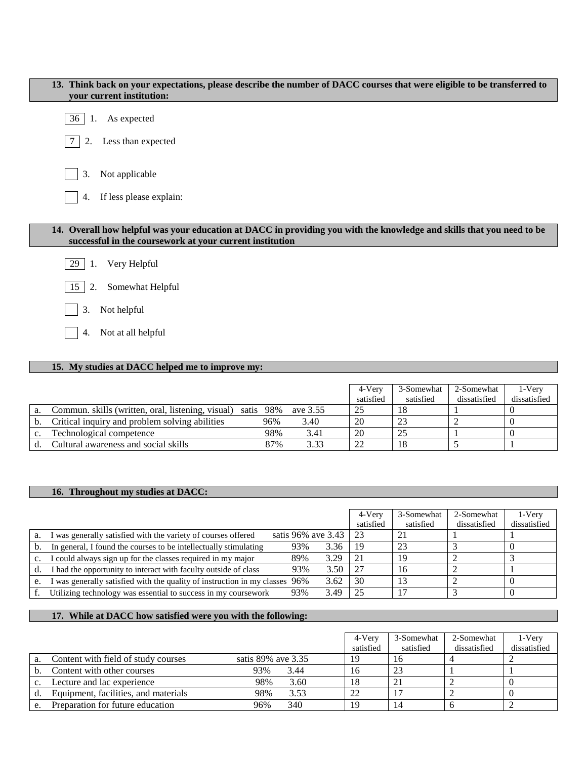**13. Think back on your expectations, please describe the number of DACC courses that were eligible to be transferred to your current institution:**

- [36] 1. As expected
- [7] 2. Less than expected
- [ ] 3. Not applicable
- [ ] 4. If less please explain:

**14. Overall how helpful was your education at DACC in providing you with the knowledge and skills that you need to be successful in the coursework at your current institution**

- [29] 1. Very Helpful
- [15] 2. Somewhat Helpful
- [ ] 3. Not helpful
- [ ] 4. Not at all helpful

**15. My studies at DACC helped me to improve my:**

| | | | | 4-Very satisfied | 3-Somewhat satisfied | 2-Somewhat dissatisfied | 1-Very dissatisfied |
|---|---|---|---|---|---|---|---|
| a. | Commun. skills (written, oral, listening, visual) | satis 98% | ave 3.55 | 25 | 18 | 1 | 0 |
| b. | Critical inquiry and problem solving abilities | 96% | 3.40 | 20 | 23 | 2 | 0 |
| c. | Technological competence | 98% | 3.41 | 20 | 25 | 1 | 0 |
| d. | Cultural awareness and social skills | 87% | 3.33 | 22 | 18 | 5 | 1 |

**16. Throughout my studies at DACC:**

| | | | | 4-Very satisfied | 3-Somewhat satisfied | 2-Somewhat dissatisfied | 1-Very dissatisfied |
|---|---|---|---|---|---|---|---|
| a. | I was generally satisfied with the variety of courses offered | satis 96% | ave 3.43 | 23 | 21 | 1 | 1 |
| b. | In general, I found the courses to be intellectually stimulating | 93% | 3.36 | 19 | 23 | 3 | 0 |
| c. | I could always sign up for the classes required in my major | 89% | 3.29 | 21 | 19 | 2 | 3 |
| d. | I had the opportunity to interact with faculty outside of class | 93% | 3.50 | 27 | 16 | 2 | 1 |
| e. | I was generally satisfied with the quality of instruction in my classes | 96% | 3.62 | 30 | 13 | 2 | 0 |
| f. | Utilizing technology was essential to success in my coursework | 93% | 3.49 | 25 | 17 | 3 | 0 |

**17. While at DACC how satisfied were you with the following:**

| | | | | 4-Very satisfied | 3-Somewhat satisfied | 2-Somewhat dissatisfied | 1-Very dissatisfied |
|---|---|---|---|---|---|---|---|
| a. | Content with field of study courses | satis 89% | ave 3.35 | 19 | 16 | 4 | 2 |
| b. | Content with other courses | 93% | 3.44 | 16 | 23 | 1 | 1 |
| c. | Lecture and lac experience | 98% | 3.60 | 18 | 21 | 2 | 0 |
| d. | Equipment, facilities, and materials | 98% | 3.53 | 22 | 17 | 2 | 0 |
| e. | Preparation for future education | 96% | 340 | 19 | 14 | 6 | 2 |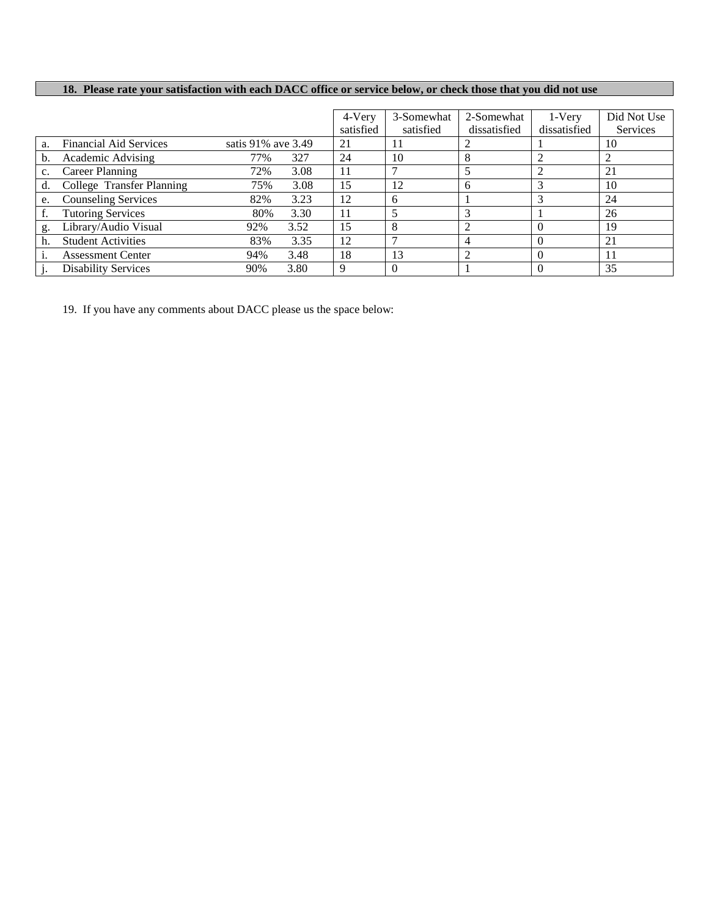**18. Please rate your satisfaction with each DACC office or service below, or check those that you did not use**

| | | | | 4-Very satisfied | 3-Somewhat satisfied | 2-Somewhat dissatisfied | 1-Very dissatisfied | Did Not Use Services |
|---|---|---|---|---|---|---|---|---|
| a. | Financial Aid Services | satis 91% | ave 3.49 | 21 | 11 | 2 | 1 | 10 |
| b. | Academic Advising | 77% | 327 | 24 | 10 | 8 | 2 | 2 |
| c. | Career Planning | 72% | 3.08 | 11 | 7 | 5 | 2 | 21 |
| d. | College Transfer Planning | 75% | 3.08 | 15 | 12 | 6 | 3 | 10 |
| e. | Counseling Services | 82% | 3.23 | 12 | 6 | 1 | 3 | 24 |
| f. | Tutoring Services | 80% | 3.30 | 11 | 5 | 3 | 1 | 26 |
| g. | Library/Audio Visual | 92% | 3.52 | 15 | 8 | 2 | 0 | 19 |
| h. | Student Activities | 83% | 3.35 | 12 | 7 | 4 | 0 | 21 |
| i. | Assessment Center | 94% | 3.48 | 18 | 13 | 2 | 0 | 11 |
| j. | Disability Services | 90% | 3.80 | 9 | 0 | 1 | 0 | 35 |

19. If you have any comments about DACC please us the space below: